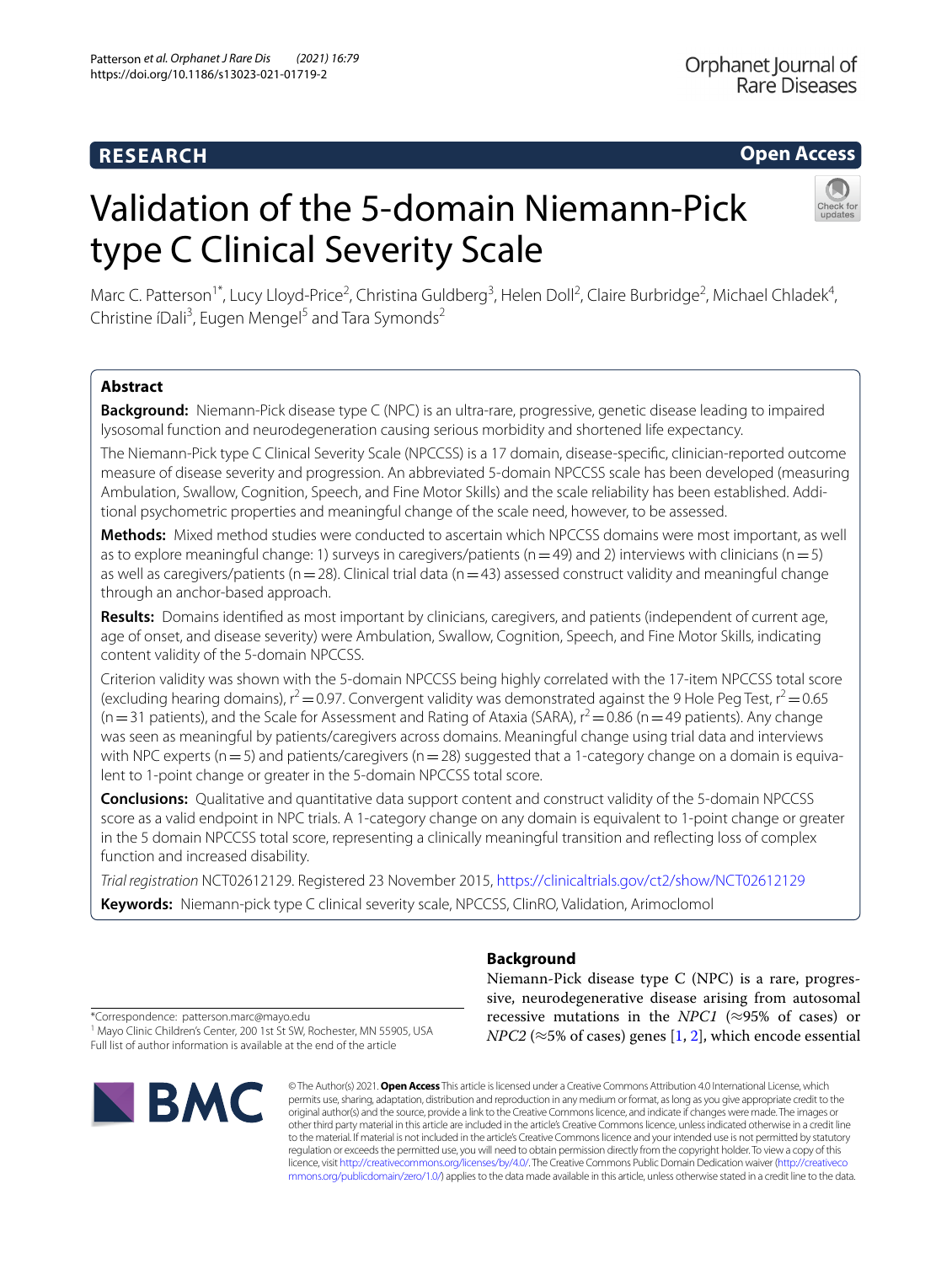RESEARCH

Open Access

# Validation of the 5-domain Niemann-Pick type C Clinical Severity Scale

Marc C. Patterson[1*], Lucy Lloyd-Price[2], Christina Guldberg[3], Helen Doll[2], Claire Burbridge[2], Michael Chladek[4], Christine íDali[3], Eugen Mengel[5] and Tara Symonds[2]

## Abstract

**Background:** Niemann-Pick disease type C (NPC) is an ultra-rare, progressive, genetic disease leading to impaired lysosomal function and neurodegeneration causing serious morbidity and shortened life expectancy.

The Niemann-Pick type C Clinical Severity Scale (NPCCSS) is a 17 domain, disease-specific, clinician-reported outcome measure of disease severity and progression. An abbreviated 5-domain NPCCSS scale has been developed (measuring Ambulation, Swallow, Cognition, Speech, and Fine Motor Skills) and the scale reliability has been established. Additional psychometric properties and meaningful change of the scale need, however, to be assessed.

**Methods:** Mixed method studies were conducted to ascertain which NPCCSS domains were most important, as well as to explore meaningful change: 1) surveys in caregivers/patients (n = 49) and 2) interviews with clinicians (n = 5) as well as caregivers/patients (n = 28). Clinical trial data (n = 43) assessed construct validity and meaningful change through an anchor-based approach.

**Results:** Domains identified as most important by clinicians, caregivers, and patients (independent of current age, age of onset, and disease severity) were Ambulation, Swallow, Cognition, Speech, and Fine Motor Skills, indicating content validity of the 5-domain NPCCSS.

Criterion validity was shown with the 5-domain NPCCSS being highly correlated with the 17-item NPCCSS total score (excluding hearing domains), $r^2 = 0.97$. Convergent validity was demonstrated against the 9 Hole Peg Test, $r^2 = 0.65$ (n = 31 patients), and the Scale for Assessment and Rating of Ataxia (SARA), $r^2 = 0.86$ (n = 49 patients). Any change was seen as meaningful by patients/caregivers across domains. Meaningful change using trial data and interviews with NPC experts (n = 5) and patients/caregivers (n = 28) suggested that a 1-category change on a domain is equivalent to 1-point change or greater in the 5-domain NPCCSS total score.

**Conclusions:** Qualitative and quantitative data support content and construct validity of the 5-domain NPCCSS score as a valid endpoint in NPC trials. A 1-category change on any domain is equivalent to 1-point change or greater in the 5 domain NPCCSS total score, representing a clinically meaningful transition and reflecting loss of complex function and increased disability.

*Trial registration* NCT02612129. Registered 23 November 2015, https://clinicaltrials.gov/ct2/show/NCT02612129

**Keywords:** Niemann-pick type C clinical severity scale, NPCCSS, ClinRO, Validation, Arimoclomol

## Background

Niemann-Pick disease type C (NPC) is a rare, progressive, neurodegenerative disease arising from autosomal recessive mutations in the *NPC1* (≈95% of cases) or *NPC2* (≈5% of cases) genes [1, 2], which encode essential

*Correspondence: patterson.marc@mayo.edu
[1] Mayo Clinic Children's Center, 200 1st St SW, Rochester, MN 55905, USA
Full list of author information is available at the end of the article

© The Author(s) 2021. **Open Access** This article is licensed under a Creative Commons Attribution 4.0 International License, which permits use, sharing, adaptation, distribution and reproduction in any medium or format, as long as you give appropriate credit to the original author(s) and the source, provide a link to the Creative Commons licence, and indicate if changes were made. The images or other third party material in this article are included in the article's Creative Commons licence, unless indicated otherwise in a credit line to the material. If material is not included in the article's Creative Commons licence and your intended use is not permitted by statutory regulation or exceeds the permitted use, you will need to obtain permission directly from the copyright holder. To view a copy of this licence, visit http://creativecommons.org/licenses/by/4.0/. The Creative Commons Public Domain Dedication waiver (http://creativecommons.org/publicdomain/zero/1.0/) applies to the data made available in this article, unless otherwise stated in a credit line to the data.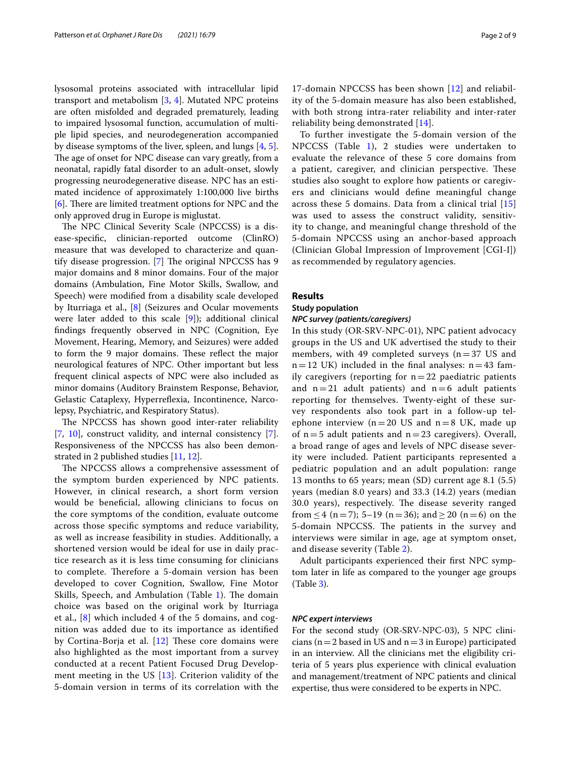lysosomal proteins associated with intracellular lipid transport and metabolism [3, 4]. Mutated NPC proteins are often misfolded and degraded prematurely, leading to impaired lysosomal function, accumulation of multiple lipid species, and neurodegeneration accompanied by disease symptoms of the liver, spleen, and lungs [4, 5]. The age of onset for NPC disease can vary greatly, from a neonatal, rapidly fatal disorder to an adult-onset, slowly progressing neurodegenerative disease. NPC has an estimated incidence of approximately 1:100,000 live births [6]. There are limited treatment options for NPC and the only approved drug in Europe is miglustat.

The NPC Clinical Severity Scale (NPCCSS) is a disease-specific, clinician-reported outcome (ClinRO) measure that was developed to characterize and quantify disease progression. [7] The original NPCCSS has 9 major domains and 8 minor domains. Four of the major domains (Ambulation, Fine Motor Skills, Swallow, and Speech) were modified from a disability scale developed by Iturriaga et al., [8] (Seizures and Ocular movements were later added to this scale [9]); additional clinical findings frequently observed in NPC (Cognition, Eye Movement, Hearing, Memory, and Seizures) were added to form the 9 major domains. These reflect the major neurological features of NPC. Other important but less frequent clinical aspects of NPC were also included as minor domains (Auditory Brainstem Response, Behavior, Gelastic Cataplexy, Hyperreflexia, Incontinence, Narcolepsy, Psychiatric, and Respiratory Status).

The NPCCSS has shown good inter-rater reliability [7, 10], construct validity, and internal consistency [7]. Responsiveness of the NPCCSS has also been demonstrated in 2 published studies [11, 12].

The NPCCSS allows a comprehensive assessment of the symptom burden experienced by NPC patients. However, in clinical research, a short form version would be beneficial, allowing clinicians to focus on the core symptoms of the condition, evaluate outcome across those specific symptoms and reduce variability, as well as increase feasibility in studies. Additionally, a shortened version would be ideal for use in daily practice research as it is less time consuming for clinicians to complete. Therefore a 5-domain version has been developed to cover Cognition, Swallow, Fine Motor Skills, Speech, and Ambulation (Table 1). The domain choice was based on the original work by Iturriaga et al., [8] which included 4 of the 5 domains, and cognition was added due to its importance as identified by Cortina-Borja et al. [12] These core domains were also highlighted as the most important from a survey conducted at a recent Patient Focused Drug Development meeting in the US [13]. Criterion validity of the 5-domain version in terms of its correlation with the 17-domain NPCCSS has been shown [12] and reliability of the 5-domain measure has also been established, with both strong intra-rater reliability and inter-rater reliability being demonstrated [14].

To further investigate the 5-domain version of the NPCCSS (Table 1), 2 studies were undertaken to evaluate the relevance of these 5 core domains from a patient, caregiver, and clinician perspective. These studies also sought to explore how patients or caregivers and clinicians would define meaningful change across these 5 domains. Data from a clinical trial [15] was used to assess the construct validity, sensitivity to change, and meaningful change threshold of the 5-domain NPCCSS using an anchor-based approach (Clinician Global Impression of Improvement [CGI-I]) as recommended by regulatory agencies.

## Results

### Study population

#### *NPC survey (patients/caregivers)*

In this study (OR-SRV-NPC-01), NPC patient advocacy groups in the US and UK advertised the study to their members, with 49 completed surveys (n = 37 US and n = 12 UK) included in the final analyses: n = 43 family caregivers (reporting for n = 22 paediatric patients and n = 21 adult patients) and n = 6 adult patients reporting for themselves. Twenty-eight of these survey respondents also took part in a follow-up telephone interview (n = 20 US and n = 8 UK, made up of n = 5 adult patients and n = 23 caregivers). Overall, a broad range of ages and levels of NPC disease severity were included. Patient participants represented a pediatric population and an adult population: range 13 months to 65 years; mean (SD) current age 8.1 (5.5) years (median 8.0 years) and 33.3 (14.2) years (median 30.0 years), respectively. The disease severity ranged from ≤ 4 (n = 7); 5–19 (n = 36); and ≥ 20 (n = 6) on the 5-domain NPCCSS. The patients in the survey and interviews were similar in age, age at symptom onset, and disease severity (Table 2).

Adult participants experienced their first NPC symptom later in life as compared to the younger age groups (Table 3).

#### *NPC expert interviews*

For the second study (OR-SRV-NPC-03), 5 NPC clinicians (n = 2 based in US and n = 3 in Europe) participated in an interview. All the clinicians met the eligibility criteria of 5 years plus experience with clinical evaluation and management/treatment of NPC patients and clinical expertise, thus were considered to be experts in NPC.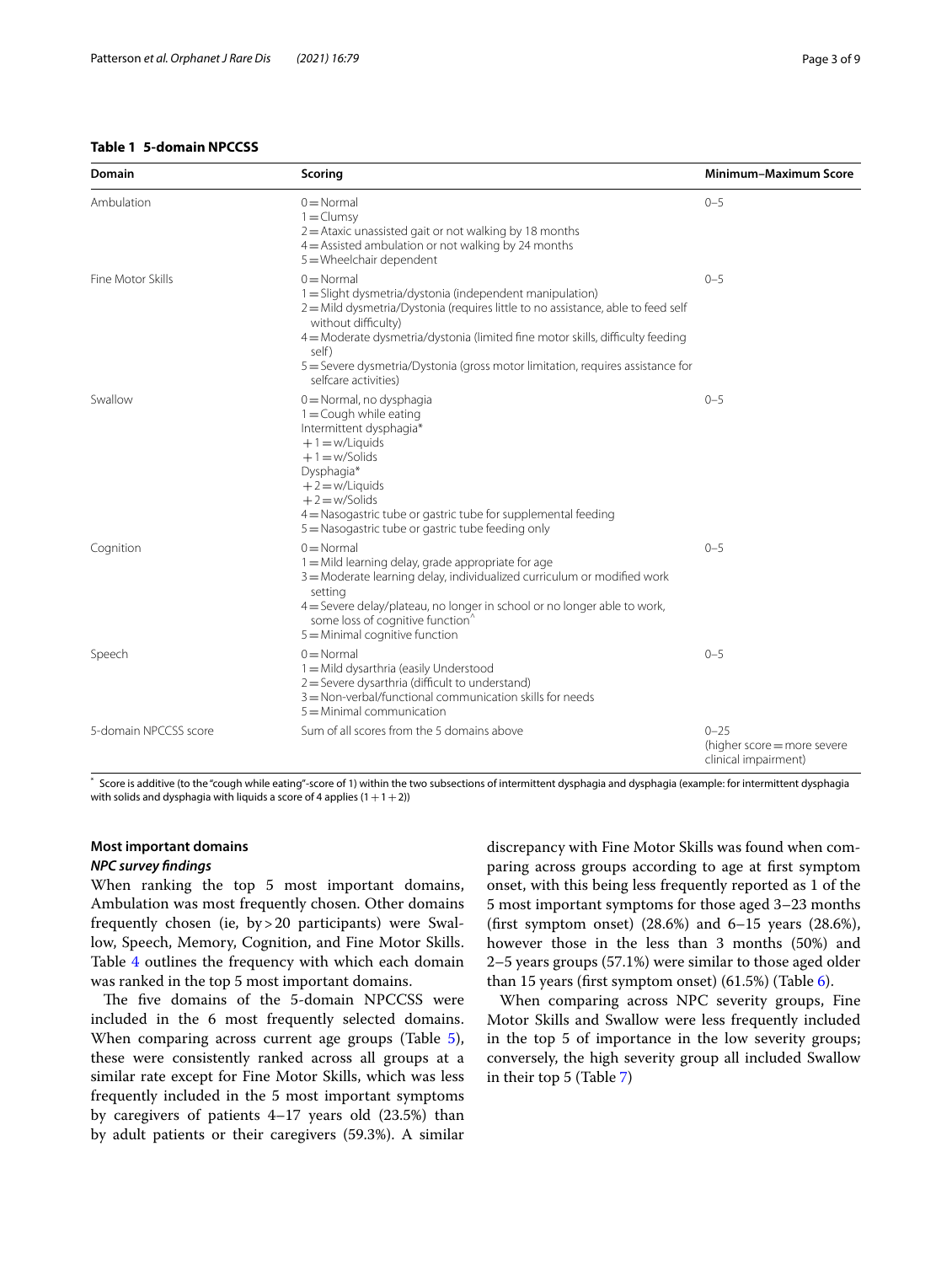**Table 1 5-domain NPCCSS**

| Domain | Scoring | Minimum–Maximum Score |
|---|---|---|
| Ambulation | 0 = Normal<br>1 = Clumsy<br>2 = Ataxic unassisted gait or not walking by 18 months<br>4 = Assisted ambulation or not walking by 24 months<br>5 = Wheelchair dependent | 0–5 |
| Fine Motor Skills | 0 = Normal<br>1 = Slight dysmetria/dystonia (independent manipulation)<br>2 = Mild dysmetria/Dystonia (requires little to no assistance, able to feed self without difficulty)<br>4 = Moderate dysmetria/dystonia (limited fine motor skills, difficulty feeding self)<br>5 = Severe dysmetria/Dystonia (gross motor limitation, requires assistance for selfcare activities) | 0–5 |
| Swallow | 0 = Normal, no dysphagia<br>1 = Cough while eating<br>Intermittent dysphagia*<br>+1 = w/Liquids<br>+1 = w/Solids<br>Dysphagia*<br>+2 = w/Liquids<br>+2 = w/Solids<br>4 = Nasogastric tube or gastric tube for supplemental feeding<br>5 = Nasogastric tube or gastric tube feeding only | 0–5 |
| Cognition | 0 = Normal<br>1 = Mild learning delay, grade appropriate for age<br>3 = Moderate learning delay, individualized curriculum or modified work setting<br>4 = Severe delay/plateau, no longer in school or no longer able to work, some loss of cognitive function^<br>5 = Minimal cognitive function | 0–5 |
| Speech | 0 = Normal<br>1 = Mild dysarthria (easily Understood<br>2 = Severe dysarthria (difficult to understand)<br>3 = Non-verbal/functional communication skills for needs<br>5 = Minimal communication | 0–5 |
| 5-domain NPCCSS score | Sum of all scores from the 5 domains above | 0–25<br>(higher score = more severe clinical impairment) |

* Score is additive (to the "cough while eating"-score of 1) within the two subsections of intermittent dysphagia and dysphagia (example: for intermittent dysphagia with solids and dysphagia with liquids a score of 4 applies (1 + 1 + 2))

### Most important domains

#### *NPC survey findings*

When ranking the top 5 most important domains, Ambulation was most frequently chosen. Other domains frequently chosen (ie, by > 20 participants) were Swallow, Speech, Memory, Cognition, and Fine Motor Skills. Table 4 outlines the frequency with which each domain was ranked in the top 5 most important domains.

The five domains of the 5-domain NPCCSS were included in the 6 most frequently selected domains. When comparing across current age groups (Table 5), these were consistently ranked across all groups at a similar rate except for Fine Motor Skills, which was less frequently included in the 5 most important symptoms by caregivers of patients 4–17 years old (23.5%) than by adult patients or their caregivers (59.3%). A similar discrepancy with Fine Motor Skills was found when comparing across groups according to age at first symptom onset, with this being less frequently reported as 1 of the 5 most important symptoms for those aged 3–23 months (first symptom onset) (28.6%) and 6–15 years (28.6%), however those in the less than 3 months (50%) and 2–5 years groups (57.1%) were similar to those aged older than 15 years (first symptom onset) (61.5%) (Table 6).

When comparing across NPC severity groups, Fine Motor Skills and Swallow were less frequently included in the top 5 of importance in the low severity groups; conversely, the high severity group all included Swallow in their top 5 (Table 7)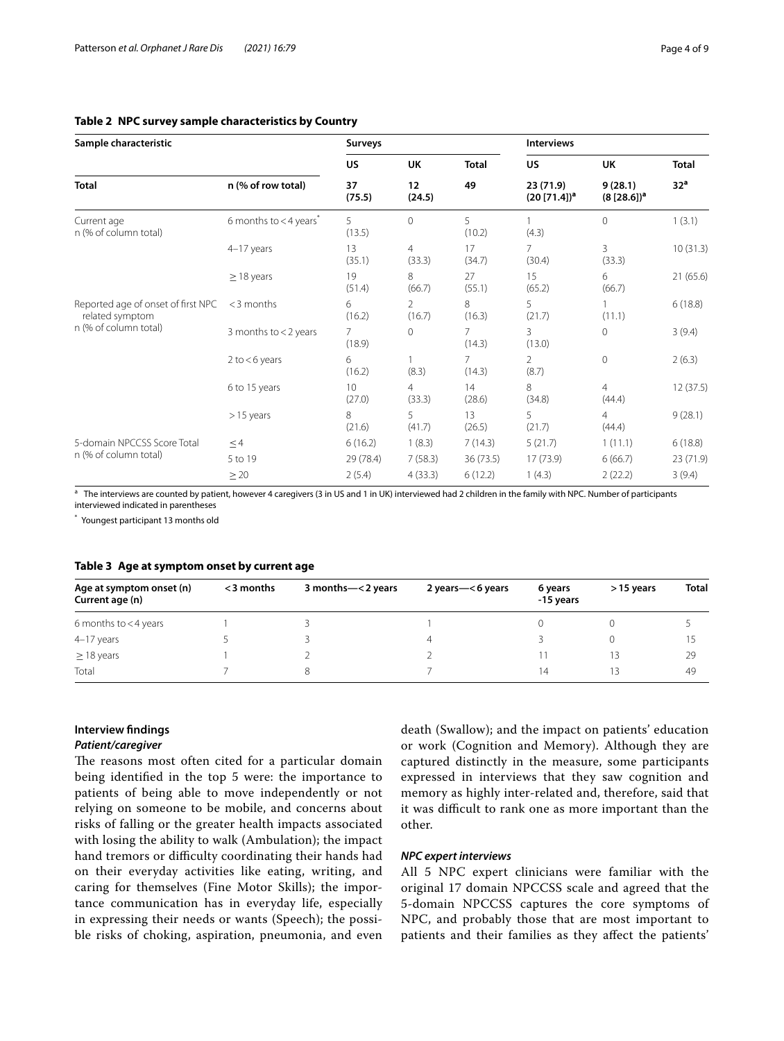**Table 2 NPC survey sample characteristics by Country**

| Sample characteristic | | Surveys | | | Interviews | | |
|---|---|---|---|---|---|---|---|
| | | US | UK | Total | US | UK | Total |
| **Total** | **n (% of row total)** | **37 (75.5)** | **12 (24.5)** | **49** | **23 (71.9) (20 [71.4])[a]** | **9 (28.1) (8 [28.6])[a]** | **32[a]** |
| Current age n (% of column total) | 6 months to < 4 years[*] | 5 (13.5) | 0 | 5 (10.2) | 1 (4.3) | 0 | 1 (3.1) |
| | 4–17 years | 13 (35.1) | 4 (33.3) | 17 (34.7) | 7 (30.4) | 3 (33.3) | 10 (31.3) |
| | ≥ 18 years | 19 (51.4) | 8 (66.7) | 27 (55.1) | 15 (65.2) | 6 (66.7) | 21 (65.6) |
| Reported age of onset of first NPC related symptom n (% of column total) | < 3 months | 6 (16.2) | 2 (16.7) | 8 (16.3) | 5 (21.7) | 1 (11.1) | 6 (18.8) |
| | 3 months to < 2 years | 7 (18.9) | 0 | 7 (14.3) | 3 (13.0) | 0 | 3 (9.4) |
| | 2 to < 6 years | 6 (16.2) | 1 (8.3) | 7 (14.3) | 2 (8.7) | 0 | 2 (6.3) |
| | 6 to 15 years | 10 (27.0) | 4 (33.3) | 14 (28.6) | 8 (34.8) | 4 (44.4) | 12 (37.5) |
| | > 15 years | 8 (21.6) | 5 (41.7) | 13 (26.5) | 5 (21.7) | 4 (44.4) | 9 (28.1) |
| 5-domain NPCCSS Score Total n (% of column total) | ≤ 4 | 6 (16.2) | 1 (8.3) | 7 (14.3) | 5 (21.7) | 1 (11.1) | 6 (18.8) |
| | 5 to 19 | 29 (78.4) | 7 (58.3) | 36 (73.5) | 17 (73.9) | 6 (66.7) | 23 (71.9) |
| | ≥ 20 | 2 (5.4) | 4 (33.3) | 6 (12.2) | 1 (4.3) | 2 (22.2) | 3 (9.4) |

[a] The interviews are counted by patient, however 4 caregivers (3 in US and 1 in UK) interviewed had 2 children in the family with NPC. Number of participants interviewed indicated in parentheses

[*] Youngest participant 13 months old

**Table 3 Age at symptom onset by current age**

| Age at symptom onset (n) Current age (n) | < 3 months | 3 months—< 2 years | 2 years—< 6 years | 6 years -15 years | > 15 years | Total |
|---|---|---|---|---|---|---|
| 6 months to < 4 years | 1 | 3 | 1 | 0 | 0 | 5 |
| 4–17 years | 5 | 3 | 4 | 3 | 0 | 15 |
| ≥ 18 years | 1 | 2 | 2 | 11 | 13 | 29 |
| Total | 7 | 8 | 7 | 14 | 13 | 49 |

## Interview findings

### *Patient/caregiver*

The reasons most often cited for a particular domain being identified in the top 5 were: the importance to patients of being able to move independently or not relying on someone to be mobile, and concerns about risks of falling or the greater health impacts associated with losing the ability to walk (Ambulation); the impact hand tremors or difficulty coordinating their hands had on their everyday activities like eating, writing, and caring for themselves (Fine Motor Skills); the importance communication has in everyday life, especially in expressing their needs or wants (Speech); the possible risks of choking, aspiration, pneumonia, and even death (Swallow); and the impact on patients' education or work (Cognition and Memory). Although they are captured distinctly in the measure, some participants expressed in interviews that they saw cognition and memory as highly inter-related and, therefore, said that it was difficult to rank one as more important than the other.

### *NPC expert interviews*

All 5 NPC expert clinicians were familiar with the original 17 domain NPCCSS scale and agreed that the 5-domain NPCCSS captures the core symptoms of NPC, and probably those that are most important to patients and their families as they affect the patients'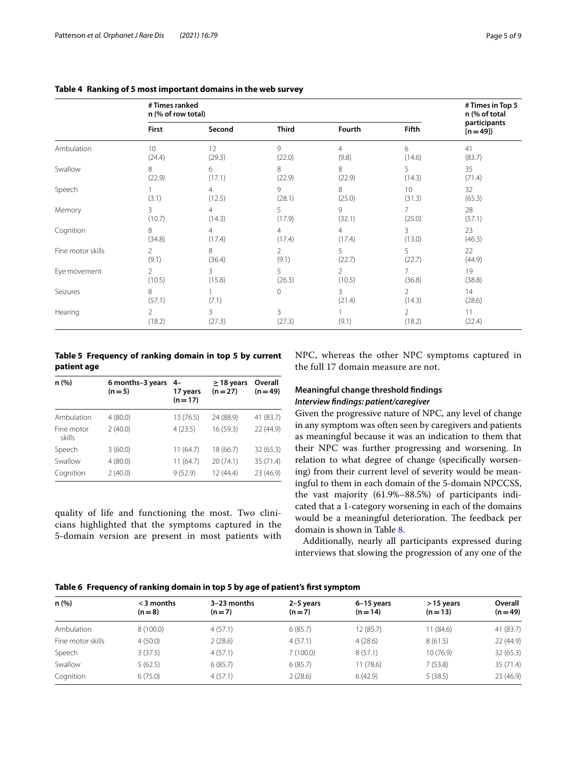**Table 4 Ranking of 5 most important domains in the web survey**

| | # Times ranked n (% of row total) | | | | | # Times in Top 5 n (% of total participants [n = 49]) |
|---|---|---|---|---|---|---|
| | First | Second | Third | Fourth | Fifth | |
| Ambulation | 10 (24.4) | 12 (29.3) | 9 (22.0) | 4 (9.8) | 6 (14.6) | 41 (83.7) |
| Swallow | 8 (22.9) | 6 (17.1) | 8 (22.9) | 8 (22.9) | 5 (14.3) | 35 (71.4) |
| Speech | 1 (3.1) | 4 (12.5) | 9 (28.1) | 8 (25.0) | 10 (31.3) | 32 (65.3) |
| Memory | 3 (10.7) | 4 (14.3) | 5 (17.9) | 9 (32.1) | 7 (25.0) | 28 (57.1) |
| Cognition | 8 (34.8) | 4 (17.4) | 4 (17.4) | 4 (17.4) | 3 (13.0) | 23 (46.3) |
| Fine motor skills | 2 (9.1) | 8 (36.4) | 2 (9.1) | 5 (22.7) | 5 (22.7) | 22 (44.9) |
| Eye movement | 2 (10.5) | 3 (15.8) | 5 (26.3) | 2 (10.5) | 7 (36.8) | 19 (38.8) |
| Seizures | 8 (57.1) | 1 (7.1) | 0 | 3 (21.4) | 2 (14.3) | 14 (28.6) |
| Hearing | 2 (18.2) | 3 (27.3) | 3 (27.3) | 1 (9.1) | 2 (18.2) | 11 (22.4) |

**Table 5 Frequency of ranking domain in top 5 by current patient age**

| n (%) | 6 months–3 years (n = 5) | 4–17 years (n = 17) | ≥ 18 years (n = 27) | Overall (n = 49) |
|---|---|---|---|---|
| Ambulation | 4 (80.0) | 13 (76.5) | 24 (88.9) | 41 (83.7) |
| Fine motor skills | 2 (40.0) | 4 (23.5) | 16 (59.3) | 22 (44.9) |
| Speech | 3 (60.0) | 11 (64.7) | 18 (66.7) | 32 (65.3) |
| Swallow | 4 (80.0) | 11 (64.7) | 20 (74.1) | 35 (71.4) |
| Cognition | 2 (40.0) | 9 (52.9) | 12 (44.4) | 23 (46.9) |

quality of life and functioning the most. Two clinicians highlighted that the symptoms captured in the 5-domain version are present in most patients with NPC, whereas the other NPC symptoms captured in the full 17 domain measure are not.

### Meaningful change threshold findings

#### *Interview findings: patient/caregiver*

Given the progressive nature of NPC, any level of change in any symptom was often seen by caregivers and patients as meaningful because it was an indication to them that their NPC was further progressing and worsening. In relation to what degree of change (specifically worsening) from their current level of severity would be meaningful to them in each domain of the 5-domain NPCCSS, the vast majority (61.9%–88.5%) of participants indicated that a 1-category worsening in each of the domains would be a meaningful deterioration. The feedback per domain is shown in Table 8.

Additionally, nearly all participants expressed during interviews that slowing the progression of any one of the

**Table 6 Frequency of ranking domain in top 5 by age of patient's first symptom**

| n (%) | < 3 months (n = 8) | 3–23 months (n = 7) | 2–5 years (n = 7) | 6–15 years (n = 14) | > 15 years (n = 13) | Overall (n = 49) |
|---|---|---|---|---|---|---|
| Ambulation | 8 (100.0) | 4 (57.1) | 6 (85.7) | 12 (85.7) | 11 (84.6) | 41 (83.7) |
| Fine motor skills | 4 (50.0) | 2 (28.6) | 4 (57.1) | 4 (28.6) | 8 (61.5) | 22 (44.9) |
| Speech | 3 (37.5) | 4 (57.1) | 7 (100.0) | 8 (57.1) | 10 (76.9) | 32 (65.3) |
| Swallow | 5 (62.5) | 6 (85.7) | 6 (85.7) | 11 (78.6) | 7 (53.8) | 35 (71.4) |
| Cognition | 6 (75.0) | 4 (57.1) | 2 (28.6) | 6 (42.9) | 5 (38.5) | 23 (46.9) |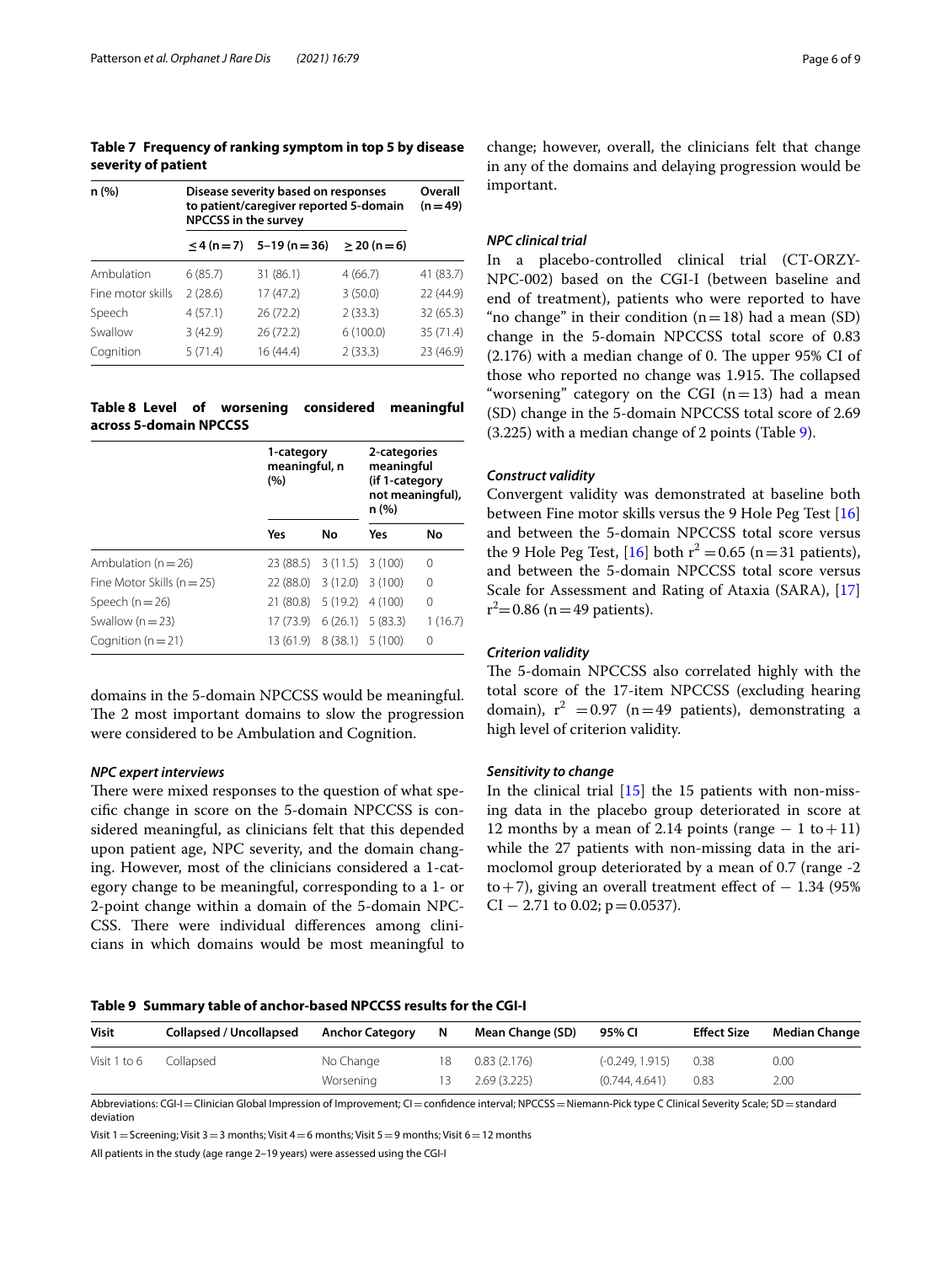**Table 7 Frequency of ranking symptom in top 5 by disease severity of patient**

| n (%) | Disease severity based on responses to patient/caregiver reported 5-domain NPCCSS in the survey | | | Overall (n = 49) |
|---|---|---|---|---|
| | ≤ 4 (n = 7) | 5–19 (n = 36) | ≥ 20 (n = 6) | |
| Ambulation | 6 (85.7) | 31 (86.1) | 4 (66.7) | 41 (83.7) |
| Fine motor skills | 2 (28.6) | 17 (47.2) | 3 (50.0) | 22 (44.9) |
| Speech | 4 (57.1) | 26 (72.2) | 2 (33.3) | 32 (65.3) |
| Swallow | 3 (42.9) | 26 (72.2) | 6 (100.0) | 35 (71.4) |
| Cognition | 5 (71.4) | 16 (44.4) | 2 (33.3) | 23 (46.9) |

**Table 8 Level of worsening considered meaningful across 5-domain NPCCSS**

| | 1-category meaningful, n (%) | | 2-categories meaningful (if 1-category not meaningful), n (%) | |
|---|---|---|---|---|
| | Yes | No | Yes | No |
| Ambulation (n = 26) | 23 (88.5) | 3 (11.5) | 3 (100) | 0 |
| Fine Motor Skills (n = 25) | 22 (88.0) | 3 (12.0) | 3 (100) | 0 |
| Speech (n = 26) | 21 (80.8) | 5 (19.2) | 4 (100) | 0 |
| Swallow (n = 23) | 17 (73.9) | 6 (26.1) | 5 (83.3) | 1 (16.7) |
| Cognition (n = 21) | 13 (61.9) | 8 (38.1) | 5 (100) | 0 |

domains in the 5-domain NPCCSS would be meaningful. The 2 most important domains to slow the progression were considered to be Ambulation and Cognition.

### *NPC expert interviews*

There were mixed responses to the question of what specific change in score on the 5-domain NPCCSS is considered meaningful, as clinicians felt that this depended upon patient age, NPC severity, and the domain changing. However, most of the clinicians considered a 1-category change to be meaningful, corresponding to a 1- or 2-point change within a domain of the 5-domain NPCCSS. There were individual differences among clinicians in which domains would be most meaningful to change; however, overall, the clinicians felt that change in any of the domains and delaying progression would be important.

### *NPC clinical trial*

In a placebo-controlled clinical trial (CT-ORZY-NPC-002) based on the CGI-I (between baseline and end of treatment), patients who were reported to have "no change" in their condition (n = 18) had a mean (SD) change in the 5-domain NPCCSS total score of 0.83 (2.176) with a median change of 0. The upper 95% CI of those who reported no change was 1.915. The collapsed "worsening" category on the CGI (n = 13) had a mean (SD) change in the 5-domain NPCCSS total score of 2.69 (3.225) with a median change of 2 points (Table 9).

### *Construct validity*

Convergent validity was demonstrated at baseline both between Fine motor skills versus the 9 Hole Peg Test [16] and between the 5-domain NPCCSS total score versus the 9 Hole Peg Test, [16] both $r^2 = 0.65$ (n = 31 patients), and between the 5-domain NPCCSS total score versus Scale for Assessment and Rating of Ataxia (SARA), [17] $r^2 = 0.86$ (n = 49 patients).

### *Criterion validity*

The 5-domain NPCCSS also correlated highly with the total score of the 17-item NPCCSS (excluding hearing domain), $r^2 = 0.97$ (n = 49 patients), demonstrating a high level of criterion validity.

### *Sensitivity to change*

In the clinical trial [15] the 15 patients with non-missing data in the placebo group deteriorated in score at 12 months by a mean of 2.14 points (range − 1 to + 11) while the 27 patients with non-missing data in the arimoclomol group deteriorated by a mean of 0.7 (range -2 to + 7), giving an overall treatment effect of − 1.34 (95% CI − 2.71 to 0.02; p = 0.0537).

**Table 9 Summary table of anchor-based NPCCSS results for the CGI-I**

| Visit | Collapsed / Uncollapsed | Anchor Category | N | Mean Change (SD) | 95% CI | Effect Size | Median Change |
|---|---|---|---|---|---|---|---|
| Visit 1 to 6 | Collapsed | No Change | 18 | 0.83 (2.176) | (-0.249, 1.915) | 0.38 | 0.00 |
| | | Worsening | 13 | 2.69 (3.225) | (0.744, 4.641) | 0.83 | 2.00 |

Abbreviations: CGI-I = Clinician Global Impression of Improvement; CI = confidence interval; NPCCSS = Niemann-Pick type C Clinical Severity Scale; SD = standard deviation

Visit 1 = Screening; Visit 3 = 3 months; Visit 4 = 6 months; Visit 5 = 9 months; Visit 6 = 12 months

All patients in the study (age range 2–19 years) were assessed using the CGI-I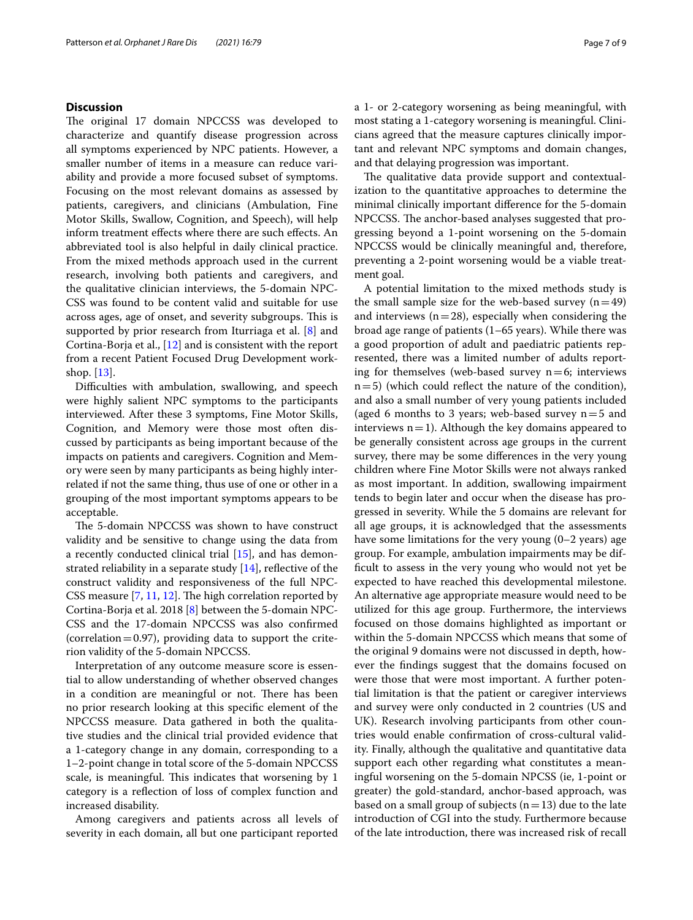## Discussion

The original 17 domain NPCCSS was developed to characterize and quantify disease progression across all symptoms experienced by NPC patients. However, a smaller number of items in a measure can reduce variability and provide a more focused subset of symptoms. Focusing on the most relevant domains as assessed by patients, caregivers, and clinicians (Ambulation, Fine Motor Skills, Swallow, Cognition, and Speech), will help inform treatment effects where there are such effects. An abbreviated tool is also helpful in daily clinical practice. From the mixed methods approach used in the current research, involving both patients and caregivers, and the qualitative clinician interviews, the 5-domain NPCCSS was found to be content valid and suitable for use across ages, age of onset, and severity subgroups. This is supported by prior research from Iturriaga et al. [8] and Cortina-Borja et al., [12] and is consistent with the report from a recent Patient Focused Drug Development workshop. [13].

Difficulties with ambulation, swallowing, and speech were highly salient NPC symptoms to the participants interviewed. After these 3 symptoms, Fine Motor Skills, Cognition, and Memory were those most often discussed by participants as being important because of the impacts on patients and caregivers. Cognition and Memory were seen by many participants as being highly interrelated if not the same thing, thus use of one or other in a grouping of the most important symptoms appears to be acceptable.

The 5-domain NPCCSS was shown to have construct validity and be sensitive to change using the data from a recently conducted clinical trial [15], and has demonstrated reliability in a separate study [14], reflective of the construct validity and responsiveness of the full NPCCSS measure [7, 11, 12]. The high correlation reported by Cortina-Borja et al. 2018 [8] between the 5-domain NPCCSS and the 17-domain NPCCSS was also confirmed (correlation = 0.97), providing data to support the criterion validity of the 5-domain NPCCSS.

Interpretation of any outcome measure score is essential to allow understanding of whether observed changes in a condition are meaningful or not. There has been no prior research looking at this specific element of the NPCCSS measure. Data gathered in both the qualitative studies and the clinical trial provided evidence that a 1-category change in any domain, corresponding to a 1–2-point change in total score of the 5-domain NPCCSS scale, is meaningful. This indicates that worsening by 1 category is a reflection of loss of complex function and increased disability.

Among caregivers and patients across all levels of severity in each domain, all but one participant reported a 1- or 2-category worsening as being meaningful, with most stating a 1-category worsening is meaningful. Clinicians agreed that the measure captures clinically important and relevant NPC symptoms and domain changes, and that delaying progression was important.

The qualitative data provide support and contextualization to the quantitative approaches to determine the minimal clinically important difference for the 5-domain NPCCSS. The anchor-based analyses suggested that progressing beyond a 1-point worsening on the 5-domain NPCCSS would be clinically meaningful and, therefore, preventing a 2-point worsening would be a viable treatment goal.

A potential limitation to the mixed methods study is the small sample size for the web-based survey (n = 49) and interviews (n = 28), especially when considering the broad age range of patients (1–65 years). While there was a good proportion of adult and paediatric patients represented, there was a limited number of adults reporting for themselves (web-based survey n = 6; interviews n = 5) (which could reflect the nature of the condition), and also a small number of very young patients included (aged 6 months to 3 years; web-based survey n = 5 and interviews n = 1). Although the key domains appeared to be generally consistent across age groups in the current survey, there may be some differences in the very young children where Fine Motor Skills were not always ranked as most important. In addition, swallowing impairment tends to begin later and occur when the disease has progressed in severity. While the 5 domains are relevant for all age groups, it is acknowledged that the assessments have some limitations for the very young (0–2 years) age group. For example, ambulation impairments may be difficult to assess in the very young who would not yet be expected to have reached this developmental milestone. An alternative age appropriate measure would need to be utilized for this age group. Furthermore, the interviews focused on those domains highlighted as important or within the 5-domain NPCCSS which means that some of the original 9 domains were not discussed in depth, however the findings suggest that the domains focused on were those that were most important. A further potential limitation is that the patient or caregiver interviews and survey were only conducted in 2 countries (US and UK). Research involving participants from other countries would enable confirmation of cross-cultural validity. Finally, although the qualitative and quantitative data support each other regarding what constitutes a meaningful worsening on the 5-domain NPCSS (ie, 1-point or greater) the gold-standard, anchor-based approach, was based on a small group of subjects (n = 13) due to the late introduction of CGI into the study. Furthermore because of the late introduction, there was increased risk of recall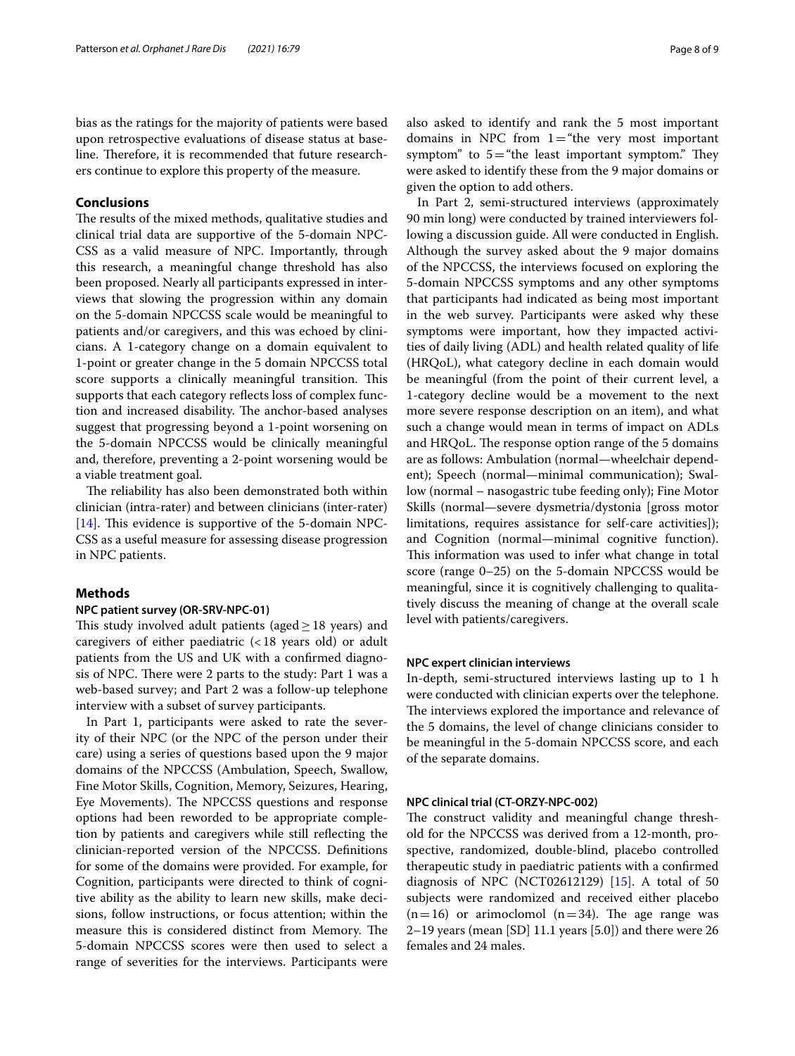bias as the ratings for the majority of patients were based upon retrospective evaluations of disease status at baseline. Therefore, it is recommended that future researchers continue to explore this property of the measure.

## Conclusions

The results of the mixed methods, qualitative studies and clinical trial data are supportive of the 5-domain NPC-CSS as a valid measure of NPC. Importantly, through this research, a meaningful change threshold has also been proposed. Nearly all participants expressed in interviews that slowing the progression within any domain on the 5-domain NPCCSS scale would be meaningful to patients and/or caregivers, and this was echoed by clinicians. A 1-category change on a domain equivalent to 1-point or greater change in the 5 domain NPCCSS total score supports a clinically meaningful transition. This supports that each category reflects loss of complex function and increased disability. The anchor-based analyses suggest that progressing beyond a 1-point worsening on the 5-domain NPCCSS would be clinically meaningful and, therefore, preventing a 2-point worsening would be a viable treatment goal.

The reliability has also been demonstrated both within clinician (intra-rater) and between clinicians (inter-rater) [14]. This evidence is supportive of the 5-domain NPC-CSS as a useful measure for assessing disease progression in NPC patients.

## Methods

### NPC patient survey (OR-SRV-NPC-01)

This study involved adult patients (aged ≥ 18 years) and caregivers of either paediatric (< 18 years old) or adult patients from the US and UK with a confirmed diagnosis of NPC. There were 2 parts to the study: Part 1 was a web-based survey; and Part 2 was a follow-up telephone interview with a subset of survey participants.

In Part 1, participants were asked to rate the severity of their NPC (or the NPC of the person under their care) using a series of questions based upon the 9 major domains of the NPCCSS (Ambulation, Speech, Swallow, Fine Motor Skills, Cognition, Memory, Seizures, Hearing, Eye Movements). The NPCCSS questions and response options had been reworded to be appropriate completion by patients and caregivers while still reflecting the clinician-reported version of the NPCCSS. Definitions for some of the domains were provided. For example, for Cognition, participants were directed to think of cognitive ability as the ability to learn new skills, make decisions, follow instructions, or focus attention; within the measure this is considered distinct from Memory. The 5-domain NPCCSS scores were then used to select a range of severities for the interviews. Participants were also asked to identify and rank the 5 most important domains in NPC from 1 = "the very most important symptom" to 5 = "the least important symptom." They were asked to identify these from the 9 major domains or given the option to add others.

In Part 2, semi-structured interviews (approximately 90 min long) were conducted by trained interviewers following a discussion guide. All were conducted in English. Although the survey asked about the 9 major domains of the NPCCSS, the interviews focused on exploring the 5-domain NPCCSS symptoms and any other symptoms that participants had indicated as being most important in the web survey. Participants were asked why these symptoms were important, how they impacted activities of daily living (ADL) and health related quality of life (HRQoL), what category decline in each domain would be meaningful (from the point of their current level, a 1-category decline would be a movement to the next more severe response description on an item), and what such a change would mean in terms of impact on ADLs and HRQoL. The response option range of the 5 domains are as follows: Ambulation (normal—wheelchair dependent); Speech (normal—minimal communication); Swallow (normal – nasogastric tube feeding only); Fine Motor Skills (normal—severe dysmetria/dystonia [gross motor limitations, requires assistance for self-care activities]); and Cognition (normal—minimal cognitive function). This information was used to infer what change in total score (range 0–25) on the 5-domain NPCCSS would be meaningful, since it is cognitively challenging to qualitatively discuss the meaning of change at the overall scale level with patients/caregivers.

### NPC expert clinician interviews

In-depth, semi-structured interviews lasting up to 1 h were conducted with clinician experts over the telephone. The interviews explored the importance and relevance of the 5 domains, the level of change clinicians consider to be meaningful in the 5-domain NPCCSS score, and each of the separate domains.

### NPC clinical trial (CT-ORZY-NPC-002)

The construct validity and meaningful change threshold for the NPCCSS was derived from a 12-month, prospective, randomized, double-blind, placebo controlled therapeutic study in paediatric patients with a confirmed diagnosis of NPC (NCT02612129) [15]. A total of 50 subjects were randomized and received either placebo (n = 16) or arimoclomol (n = 34). The age range was 2–19 years (mean [SD] 11.1 years [5.0]) and there were 26 females and 24 males.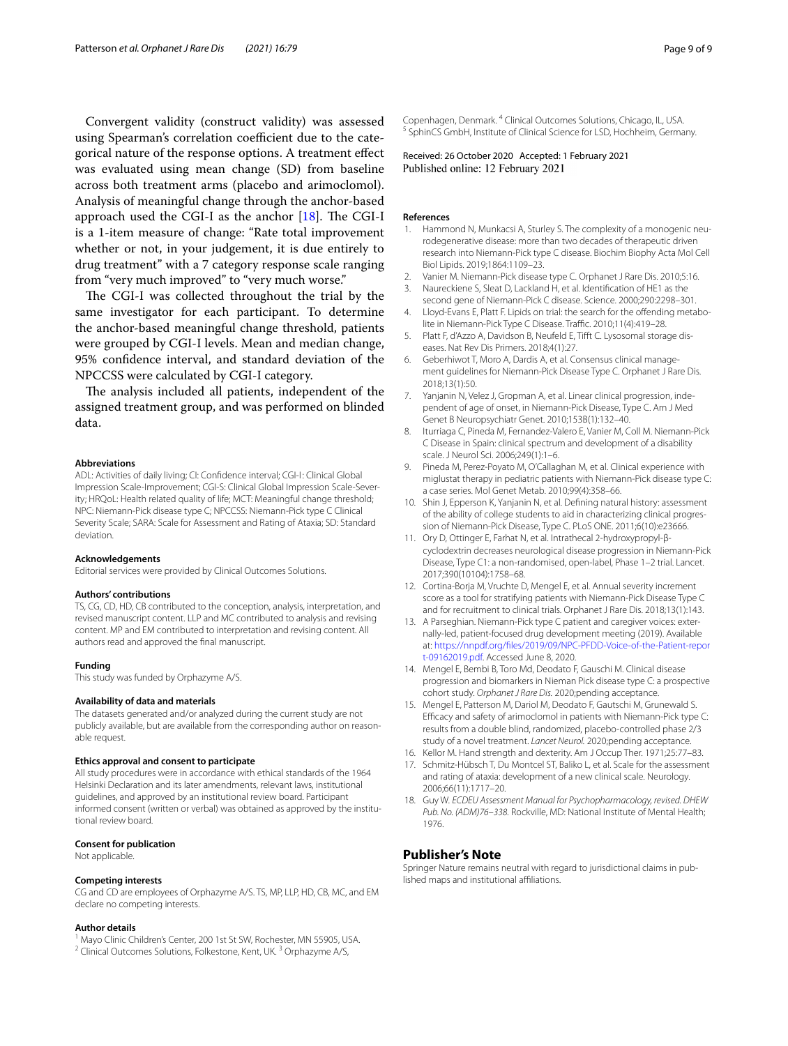Convergent validity (construct validity) was assessed using Spearman's correlation coefficient due to the categorical nature of the response options. A treatment effect was evaluated using mean change (SD) from baseline across both treatment arms (placebo and arimoclomol). Analysis of meaningful change through the anchor-based approach used the CGI-I as the anchor [18]. The CGI-I is a 1-item measure of change: "Rate total improvement whether or not, in your judgement, it is due entirely to drug treatment" with a 7 category response scale ranging from "very much improved" to "very much worse."

The CGI-I was collected throughout the trial by the same investigator for each participant. To determine the anchor-based meaningful change threshold, patients were grouped by CGI-I levels. Mean and median change, 95% confidence interval, and standard deviation of the NPCCSS were calculated by CGI-I category.

The analysis included all patients, independent of the assigned treatment group, and was performed on blinded data.

#### Abbreviations

ADL: Activities of daily living; CI: Confidence interval; CGI-I: Clinical Global Impression Scale-Improvement; CGI-S: Clinical Global Impression Scale-Severity; HRQoL: Health related quality of life; MCT: Meaningful change threshold; NPC: Niemann-Pick disease type C; NPCCSS: Niemann-Pick type C Clinical Severity Scale; SARA: Scale for Assessment and Rating of Ataxia; SD: Standard deviation.

#### Acknowledgements

Editorial services were provided by Clinical Outcomes Solutions.

#### Authors' contributions

TS, CG, CD, HD, CB contributed to the conception, analysis, interpretation, and revised manuscript content. LLP and MC contributed to analysis and revising content. MP and EM contributed to interpretation and revising content. All authors read and approved the final manuscript.

#### Funding

This study was funded by Orphazyme A/S.

#### Availability of data and materials

The datasets generated and/or analyzed during the current study are not publicly available, but are available from the corresponding author on reasonable request.

#### Ethics approval and consent to participate

All study procedures were in accordance with ethical standards of the 1964 Helsinki Declaration and its later amendments, relevant laws, institutional guidelines, and approved by an institutional review board. Participant informed consent (written or verbal) was obtained as approved by the institutional review board.

#### Consent for publication

Not applicable.

#### Competing interests

CG and CD are employees of Orphazyme A/S. TS, MP, LLP, HD, CB, MC, and EM declare no competing interests.

#### Author details

[1] Mayo Clinic Children's Center, 200 1st St SW, Rochester, MN 55905, USA. [2] Clinical Outcomes Solutions, Folkestone, Kent, UK. [3] Orphazyme A/S, Copenhagen, Denmark. [4] Clinical Outcomes Solutions, Chicago, IL, USA. [5] SphinCS GmbH, Institute of Clinical Science for LSD, Hochheim, Germany.

Received: 26 October 2020 Accepted: 1 February 2021
Published online: 12 February 2021

#### References

1. Hammond N, Munkacsi A, Sturley S. The complexity of a monogenic neurodegenerative disease: more than two decades of therapeutic driven research into Niemann-Pick type C disease. Biochim Biophy Acta Mol Cell Biol Lipids. 2019;1864:1109–23.
2. Vanier M. Niemann-Pick disease type C. Orphanet J Rare Dis. 2010;5:16.
3. Naureckiene S, Sleat D, Lackland H, et al. Identification of HE1 as the second gene of Niemann-Pick C disease. Science. 2000;290:2298–301.
4. Lloyd-Evans E, Platt F. Lipids on trial: the search for the offending metabolite in Niemann-Pick Type C Disease. Traffic. 2010;11(4):419–28.
5. Platt F, d'Azzo A, Davidson B, Neufeld E, Tifft C. Lysosomal storage diseases. Nat Rev Dis Primers. 2018;4(1):27.
6. Geberhiwot T, Moro A, Dardis A, et al. Consensus clinical management guidelines for Niemann-Pick Disease Type C. Orphanet J Rare Dis. 2018;13(1):50.
7. Yanjanin N, Velez J, Gropman A, et al. Linear clinical progression, independent of age of onset, in Niemann-Pick Disease, Type C. Am J Med Genet B Neuropsychiatr Genet. 2010;153B(1):132–40.
8. Iturriaga C, Pineda M, Fernandez-Valero E, Vanier M, Coll M. Niemann-Pick C Disease in Spain: clinical spectrum and development of a disability scale. J Neurol Sci. 2006;249(1):1–6.
9. Pineda M, Perez-Poyato M, O'Callaghan M, et al. Clinical experience with miglustat therapy in pediatric patients with Niemann-Pick disease type C: a case series. Mol Genet Metab. 2010;99(4):358–66.
10. Shin J, Epperson K, Yanjanin N, et al. Defining natural history: assessment of the ability of college students to aid in characterizing clinical progression of Niemann-Pick Disease, Type C. PLoS ONE. 2011;6(10):e23666.
11. Ory D, Ottinger E, Farhat N, et al. Intrathecal 2-hydroxypropyl-β-cyclodextrin decreases neurological disease progression in Niemann-Pick Disease, Type C1: a non-randomised, open-label, Phase 1–2 trial. Lancet. 2017;390(10104):1758–68.
12. Cortina-Borja M, Vruchte D, Mengel E, et al. Annual severity increment score as a tool for stratifying patients with Niemann-Pick Disease Type C and for recruitment to clinical trials. Orphanet J Rare Dis. 2018;13(1):143.
13. A Parseghian. Niemann-Pick type C patient and caregiver voices: externally-led, patient-focused drug development meeting (2019). Available at: https://nnpdf.org/files/2019/09/NPC-PFDD-Voice-of-the-Patient-report-09162019.pdf. Accessed June 8, 2020.
14. Mengel E, Bembi B, Toro Md, Deodato F, Gauschi M. Clinical disease progression and biomarkers in Nieman Pick disease type C: a prospective cohort study. *Orphanet J Rare Dis.* 2020;pending acceptance.
15. Mengel E, Patterson M, Dariol M, Deodato F, Gautschi M, Grunewald S. Efficacy and safety of arimoclomol in patients with Niemann-Pick type C: results from a double blind, randomized, placebo-controlled phase 2/3 study of a novel treatment. *Lancet Neurol.* 2020;pending acceptance.
16. Kellor M. Hand strength and dexterity. Am J Occup Ther. 1971;25:77–83.
17. Schmitz-Hübsch T, Du Montcel ST, Baliko L, et al. Scale for the assessment and rating of ataxia: development of a new clinical scale. Neurology. 2006;66(11):1717–20.
18. Guy W. *ECDEU Assessment Manual for Psychopharmacology, revised. DHEW Pub. No. (ADM)76–338.* Rockville, MD: National Institute of Mental Health; 1976.

## Publisher's Note

Springer Nature remains neutral with regard to jurisdictional claims in published maps and institutional affiliations.